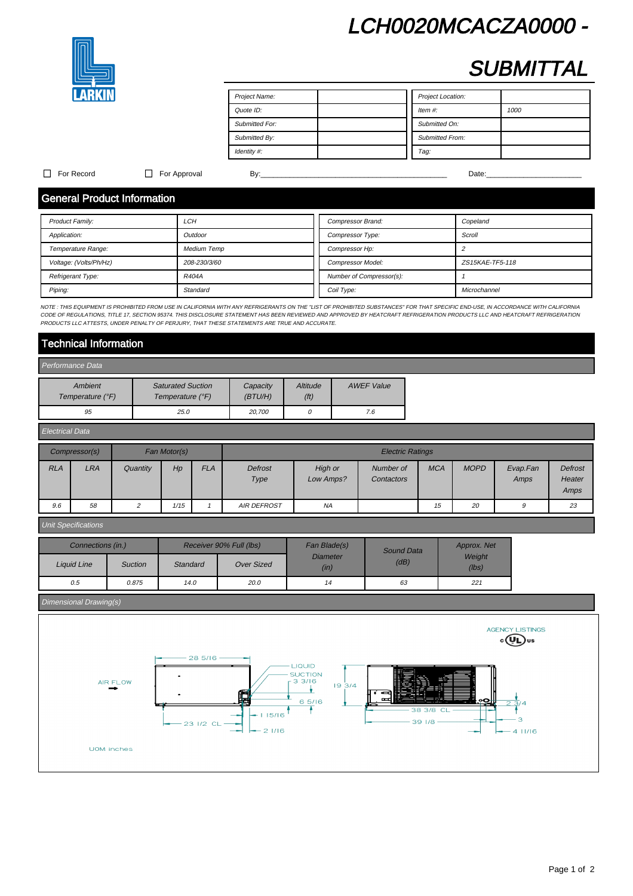# LCH0020MCACZA0000 - SUBMITTAL

LARKIN

| Project Name: | | Project Location: | |
|---|---|---|---|
| Quote ID: | | Item #: | 1000 |
| Submitted For: | | Submitted On: | |
| Submitted By: | | Submitted From: | |
| Identity #: | | Tag: | |

☐ For Record ☐ For Approval By:______________________________ Date:________________

## General Product Information

| Product Family: | LCH |
|---|---|
| Application: | Outdoor |
| Temperature Range: | Medium Temp |
| Voltage: (Volts/Ph/Hz) | 208-230/3/60 |
| Refrigerant Type: | R404A |
| Piping: | Standard |

| Compressor Brand: | Copeland |
|---|---|
| Compressor Type: | Scroll |
| Compressor Hp: | 2 |
| Compressor Model: | ZS15KAE-TF5-118 |
| Number of Compressor(s): | 1 |
| Coil Type: | Microchannel |

*NOTE : THIS EQUIPMENT IS PROHIBITED FROM USE IN CALIFORNIA WITH ANY REFRIGERANTS ON THE "LIST OF PROHIBITED SUBSTANCES" FOR THAT SPECIFIC END-USE, IN ACCORDANCE WITH CALIFORNIA CODE OF REGULATIONS, TITLE 17, SECTION 95374. THIS DISCLOSURE STATEMENT HAS BEEN REVIEWED AND APPROVED BY HEATCRAFT REFRIGERATION PRODUCTS LLC AND HEATCRAFT REFRIGERATION PRODUCTS LLC ATTESTS, UNDER PENALTY OF PERJURY, THAT THESE STATEMENTS ARE TRUE AND ACCURATE.*

## Technical Information

### Performance Data

| Ambient Temperature (°F) | Saturated Suction Temperature (°F) | Capacity (BTU/H) | Altitude (ft) | AWEF Value |
|---|---|---|---|---|
| 95 | 25.0 | 20,700 | 0 | 7.6 |

### Electrical Data

| Compressor(s) | | Fan Motor(s) | | | Electric Ratings | | | | | | |
|---|---|---|---|---|---|---|---|---|---|---|---|
| RLA | LRA | Quantity | Hp | FLA | Defrost Type | High or Low Amps? | Number of Contactors | MCA | MOPD | Evap.Fan Amps | Defrost Heater Amps |
| 9.6 | 58 | 2 | 1/15 | 1 | AIR DEFROST | NA | | 15 | 20 | 9 | 23 |

### Unit Specifications

| Connections (in.) | | Receiver 90% Full (lbs) | | Fan Blade(s) Diameter (in) | Sound Data (dB) | Approx. Net Weight (lbs) |
|---|---|---|---|---|---|---|
| Liquid Line | Suction | Standard | Over Sized | | | |
| 0.5 | 0.875 | 14.0 | 20.0 | 14 | 63 | 221 |

### Dimensional Drawing(s)

AGENCY LISTINGS: c UL us

AIR FLOW; 28 5/16; 23 1/2 CL; LIQUID; SUCTION; 3 3/16; 6 5/16; 1 15/16; 2 1/16; 19 3/4; 38 3/8 CL; 39 1/8; 2 3/4; 3; 4 11/16

UOM: inches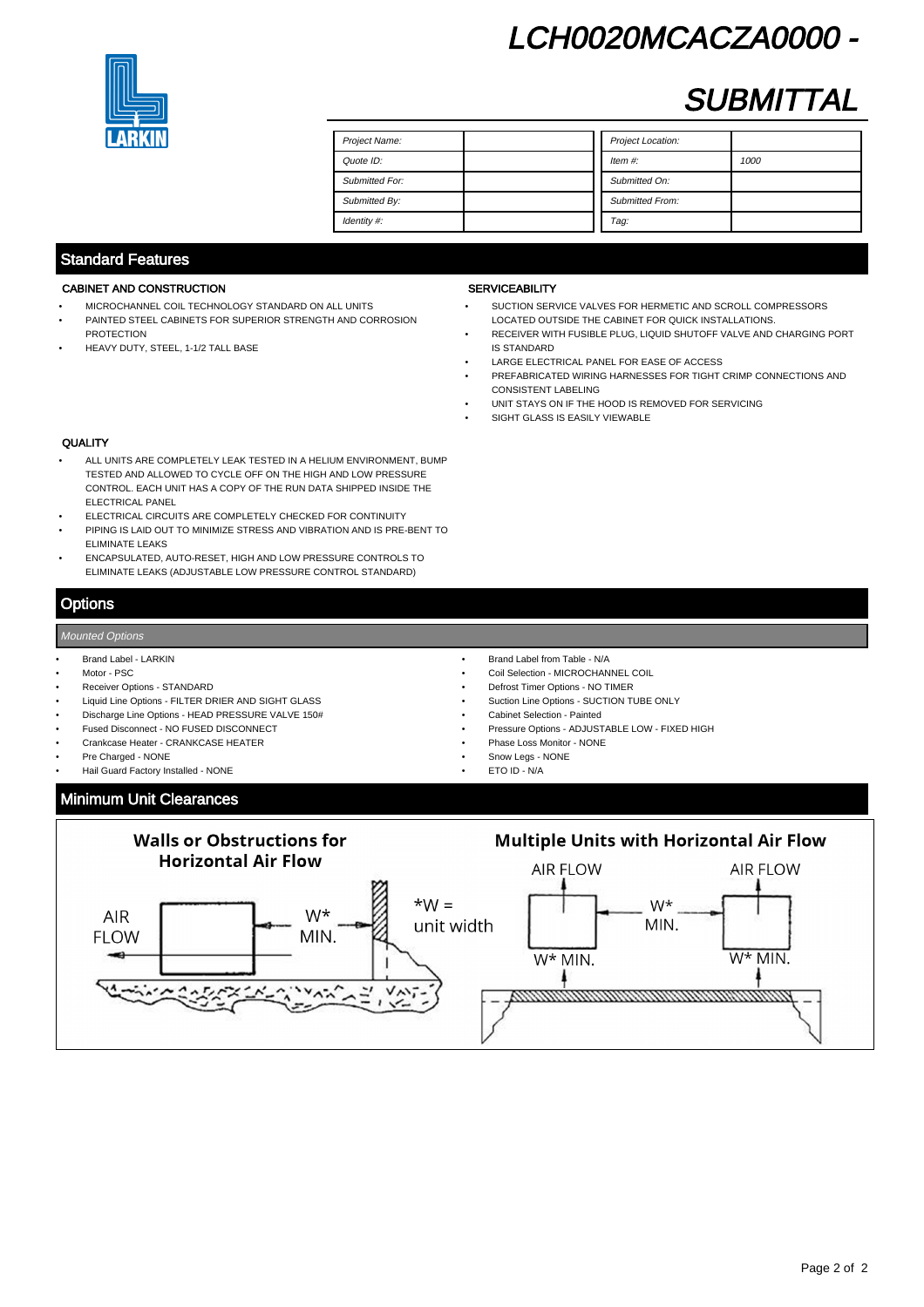# LCH0020MCACZA0000 - SUBMITTAL

| | | | |
|---|---|---|---|
| Project Name: | | Project Location: | |
| Quote ID: | | Item #: | 1000 |
| Submitted For: | | Submitted On: | |
| Submitted By: | | Submitted From: | |
| Identity #: | | Tag: | |

## Standard Features

### CABINET AND CONSTRUCTION

- MICROCHANNEL COIL TECHNOLOGY STANDARD ON ALL UNITS
- PAINTED STEEL CABINETS FOR SUPERIOR STRENGTH AND CORROSION PROTECTION
- HEAVY DUTY, STEEL, 1-1/2 TALL BASE

### SERVICEABILITY

- SUCTION SERVICE VALVES FOR HERMETIC AND SCROLL COMPRESSORS LOCATED OUTSIDE THE CABINET FOR QUICK INSTALLATIONS.
- RECEIVER WITH FUSIBLE PLUG, LIQUID SHUTOFF VALVE AND CHARGING PORT IS STANDARD
- LARGE ELECTRICAL PANEL FOR EASE OF ACCESS
- PREFABRICATED WIRING HARNESSES FOR TIGHT CRIMP CONNECTIONS AND CONSISTENT LABELING
- UNIT STAYS ON IF THE HOOD IS REMOVED FOR SERVICING
- SIGHT GLASS IS EASILY VIEWABLE

### QUALITY

- ALL UNITS ARE COMPLETELY LEAK TESTED IN A HELIUM ENVIRONMENT, BUMP TESTED AND ALLOWED TO CYCLE OFF ON THE HIGH AND LOW PRESSURE CONTROL. EACH UNIT HAS A COPY OF THE RUN DATA SHIPPED INSIDE THE ELECTRICAL PANEL
- ELECTRICAL CIRCUITS ARE COMPLETELY CHECKED FOR CONTINUITY
- PIPING IS LAID OUT TO MINIMIZE STRESS AND VIBRATION AND IS PRE-BENT TO ELIMINATE LEAKS
- ENCAPSULATED, AUTO-RESET, HIGH AND LOW PRESSURE CONTROLS TO ELIMINATE LEAKS (ADJUSTABLE LOW PRESSURE CONTROL STANDARD)

## Options

### *Mounted Options*

- Brand Label - LARKIN
- Motor - PSC
- Receiver Options - STANDARD
- Liquid Line Options - FILTER DRIER AND SIGHT GLASS
- Discharge Line Options - HEAD PRESSURE VALVE 150#
- Fused Disconnect - NO FUSED DISCONNECT
- Crankcase Heater - CRANKCASE HEATER
- Pre Charged - NONE
- Hail Guard Factory Installed - NONE
- Brand Label from Table - N/A
- Coil Selection - MICROCHANNEL COIL
- Defrost Timer Options - NO TIMER
- Suction Line Options - SUCTION TUBE ONLY
- Cabinet Selection - Painted
- Pressure Options - ADJUSTABLE LOW - FIXED HIGH
- Phase Loss Monitor - NONE
- Snow Legs - NONE
- ETO ID - N/A

## Minimum Unit Clearances

**Walls or Obstructions for Horizontal Air Flow**

AIR FLOW

W* MIN.

*W = unit width

**Multiple Units with Horizontal Air Flow**

AIR FLOW

AIR FLOW

W* MIN.

W* MIN.

W* MIN.